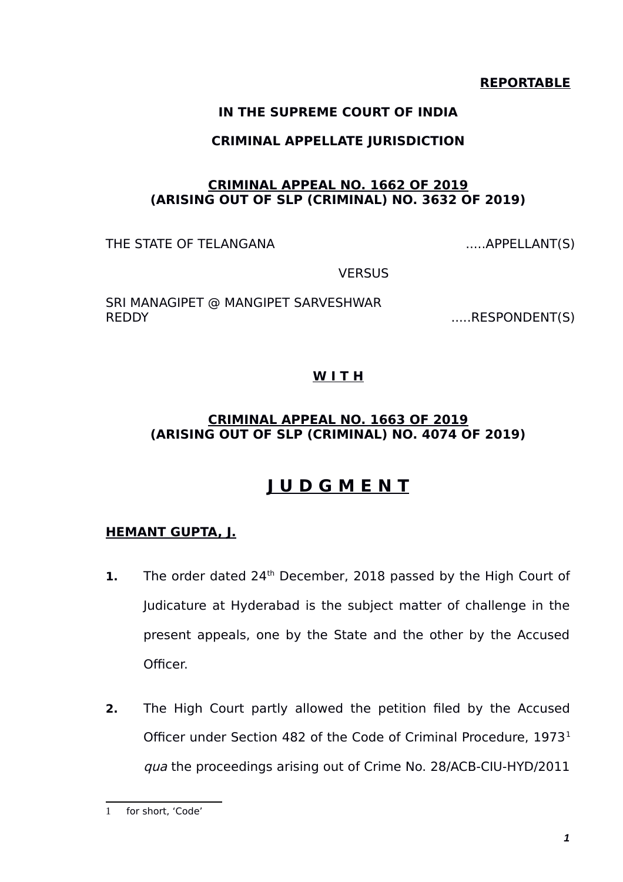**REPORTABLE**

**IN THE SUPREME COURT OF INDIA**

**CRIMINAL APPELLATE JURISDICTION**

**CRIMINAL APPEAL NO. 1662 OF 2019**
**(ARISING OUT OF SLP (CRIMINAL) NO. 3632 OF 2019)**

THE STATE OF TELANGANA .....APPELLANT(S)

VERSUS

SRI MANAGIPET @ MANGIPET SARVESHWAR REDDY .....RESPONDENT(S)

**W I T H**

**CRIMINAL APPEAL NO. 1663 OF 2019**
**(ARISING OUT OF SLP (CRIMINAL) NO. 4074 OF 2019)**

# J U D G M E N T

**HEMANT GUPTA, J.**

**1.** The order dated 24th December, 2018 passed by the High Court of Judicature at Hyderabad is the subject matter of challenge in the present appeals, one by the State and the other by the Accused Officer.

**2.** The High Court partly allowed the petition filed by the Accused Officer under Section 482 of the Code of Criminal Procedure, 1973[1] *qua* the proceedings arising out of Crime No. 28/ACB-CIU-HYD/2011

[1] for short, 'Code'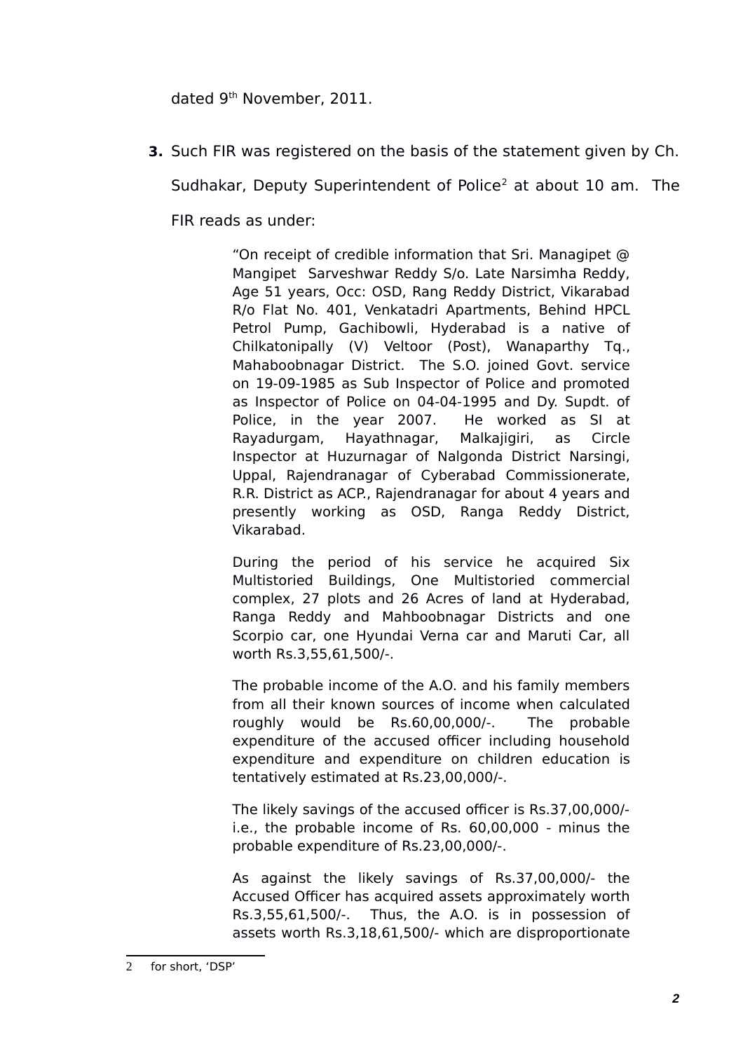dated 9th November, 2011.

**3.** Such FIR was registered on the basis of the statement given by Ch. Sudhakar, Deputy Superintendent of Police[2] at about 10 am. The FIR reads as under:

> "On receipt of credible information that Sri. Managipet @ Mangipet Sarveshwar Reddy S/o. Late Narsimha Reddy, Age 51 years, Occ: OSD, Rang Reddy District, Vikarabad R/o Flat No. 401, Venkatadri Apartments, Behind HPCL Petrol Pump, Gachibowli, Hyderabad is a native of Chilkatonipally (V) Veltoor (Post), Wanaparthy Tq., Mahaboobnagar District. The S.O. joined Govt. service on 19-09-1985 as Sub Inspector of Police and promoted as Inspector of Police on 04-04-1995 and Dy. Supdt. of Police, in the year 2007. He worked as SI at Rayadurgam, Hayathnagar, Malkajigiri, as Circle Inspector at Huzurnagar of Nalgonda District Narsingi, Uppal, Rajendranagar of Cyberabad Commissionerate, R.R. District as ACP., Rajendranagar for about 4 years and presently working as OSD, Ranga Reddy District, Vikarabad.
>
> During the period of his service he acquired Six Multistoried Buildings, One Multistoried commercial complex, 27 plots and 26 Acres of land at Hyderabad, Ranga Reddy and Mahboobnagar Districts and one Scorpio car, one Hyundai Verna car and Maruti Car, all worth Rs.3,55,61,500/-.
>
> The probable income of the A.O. and his family members from all their known sources of income when calculated roughly would be Rs.60,00,000/-. The probable expenditure of the accused officer including household expenditure and expenditure on children education is tentatively estimated at Rs.23,00,000/-.
>
> The likely savings of the accused officer is Rs.37,00,000/- i.e., the probable income of Rs. 60,00,000 - minus the probable expenditure of Rs.23,00,000/-.
>
> As against the likely savings of Rs.37,00,000/- the Accused Officer has acquired assets approximately worth Rs.3,55,61,500/-. Thus, the A.O. is in possession of assets worth Rs.3,18,61,500/- which are disproportionate

---

[2] for short, 'DSP'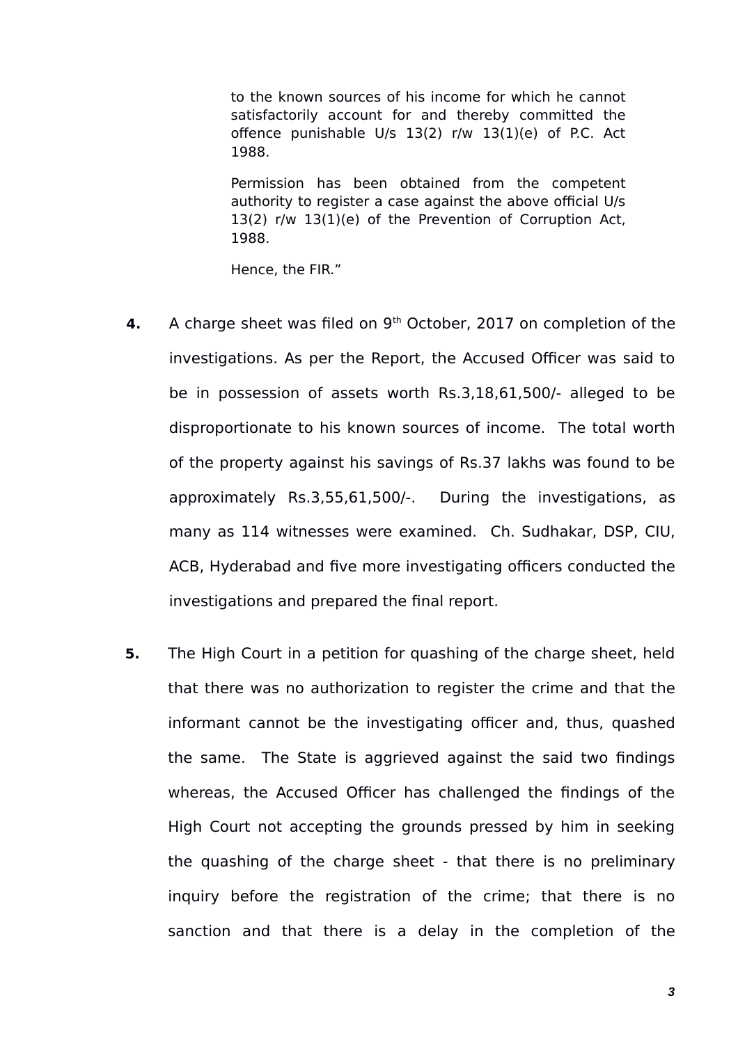> to the known sources of his income for which he cannot satisfactorily account for and thereby committed the offence punishable U/s 13(2) r/w 13(1)(e) of P.C. Act 1988.
>
> Permission has been obtained from the competent authority to register a case against the above official U/s 13(2) r/w 13(1)(e) of the Prevention of Corruption Act, 1988.
>
> Hence, the FIR."

**4.** A charge sheet was filed on 9th October, 2017 on completion of the investigations. As per the Report, the Accused Officer was said to be in possession of assets worth Rs.3,18,61,500/- alleged to be disproportionate to his known sources of income. The total worth of the property against his savings of Rs.37 lakhs was found to be approximately Rs.3,55,61,500/-. During the investigations, as many as 114 witnesses were examined. Ch. Sudhakar, DSP, CIU, ACB, Hyderabad and five more investigating officers conducted the investigations and prepared the final report.

**5.** The High Court in a petition for quashing of the charge sheet, held that there was no authorization to register the crime and that the informant cannot be the investigating officer and, thus, quashed the same. The State is aggrieved against the said two findings whereas, the Accused Officer has challenged the findings of the High Court not accepting the grounds pressed by him in seeking the quashing of the charge sheet - that there is no preliminary inquiry before the registration of the crime; that there is no sanction and that there is a delay in the completion of the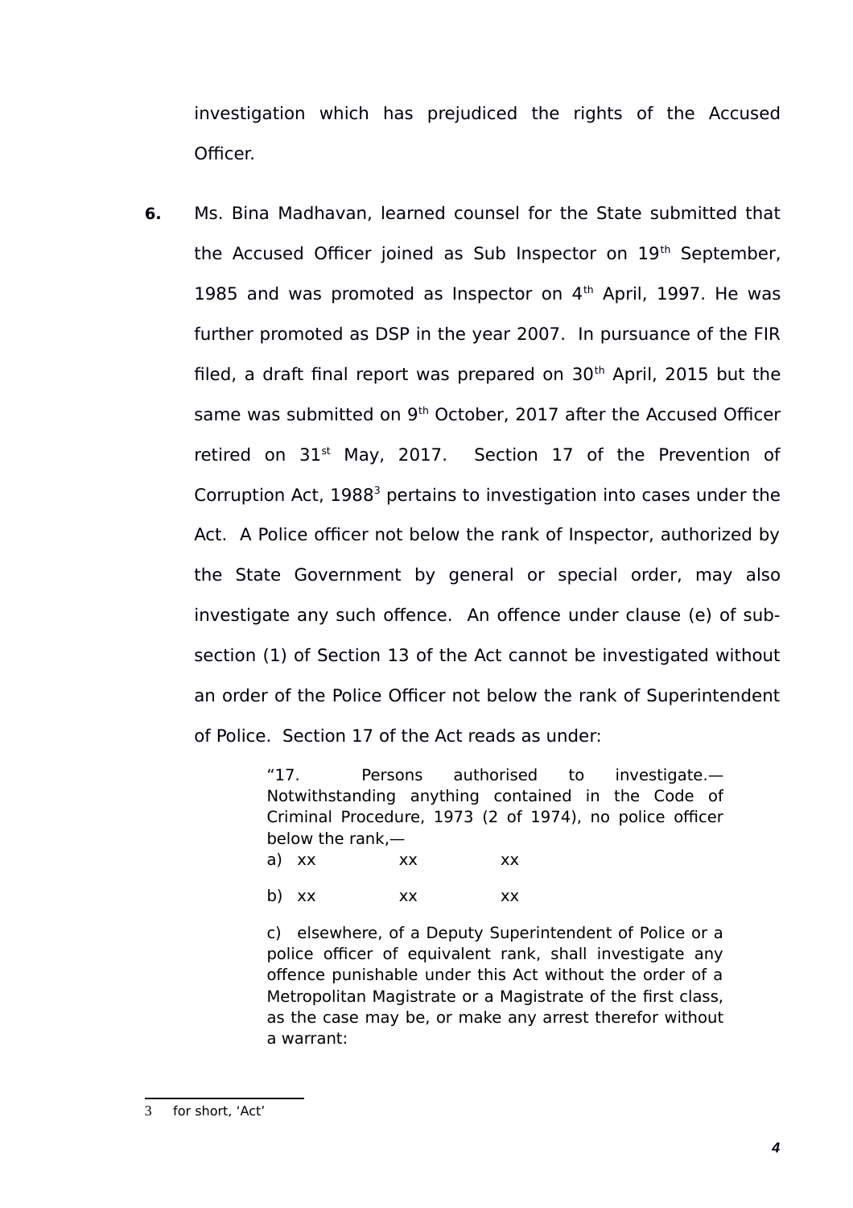investigation which has prejudiced the rights of the Accused Officer.

**6.** Ms. Bina Madhavan, learned counsel for the State submitted that the Accused Officer joined as Sub Inspector on 19th September, 1985 and was promoted as Inspector on 4th April, 1997. He was further promoted as DSP in the year 2007. In pursuance of the FIR filed, a draft final report was prepared on 30th April, 2015 but the same was submitted on 9th October, 2017 after the Accused Officer retired on 31st May, 2017. Section 17 of the Prevention of Corruption Act, 1988[3] pertains to investigation into cases under the Act. A Police officer not below the rank of Inspector, authorized by the State Government by general or special order, may also investigate any such offence. An offence under clause (e) of sub-section (1) of Section 13 of the Act cannot be investigated without an order of the Police Officer not below the rank of Superintendent of Police. Section 17 of the Act reads as under:

> "17. Persons authorised to investigate.—Notwithstanding anything contained in the Code of Criminal Procedure, 1973 (2 of 1974), no police officer below the rank,—
>
> a) xx xx xx
>
> b) xx xx xx
>
> c) elsewhere, of a Deputy Superintendent of Police or a police officer of equivalent rank, shall investigate any offence punishable under this Act without the order of a Metropolitan Magistrate or a Magistrate of the first class, as the case may be, or make any arrest therefor without a warrant:

---

3 for short, 'Act'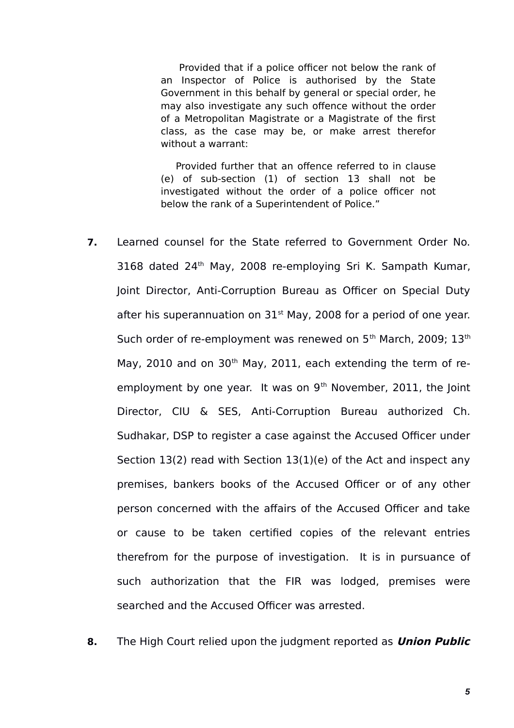> Provided that if a police officer not below the rank of an Inspector of Police is authorised by the State Government in this behalf by general or special order, he may also investigate any such offence without the order of a Metropolitan Magistrate or a Magistrate of the first class, as the case may be, or make arrest therefor without a warrant:
>
> Provided further that an offence referred to in clause (e) of sub-section (1) of section 13 shall not be investigated without the order of a police officer not below the rank of a Superintendent of Police."

**7.** Learned counsel for the State referred to Government Order No. 3168 dated 24th May, 2008 re-employing Sri K. Sampath Kumar, Joint Director, Anti-Corruption Bureau as Officer on Special Duty after his superannuation on 31st May, 2008 for a period of one year. Such order of re-employment was renewed on 5th March, 2009; 13th May, 2010 and on 30th May, 2011, each extending the term of re-employment by one year. It was on 9th November, 2011, the Joint Director, CIU & SES, Anti-Corruption Bureau authorized Ch. Sudhakar, DSP to register a case against the Accused Officer under Section 13(2) read with Section 13(1)(e) of the Act and inspect any premises, bankers books of the Accused Officer or of any other person concerned with the affairs of the Accused Officer and take or cause to be taken certified copies of the relevant entries therefrom for the purpose of investigation. It is in pursuance of such authorization that the FIR was lodged, premises were searched and the Accused Officer was arrested.

**8.** The High Court relied upon the judgment reported as ***Union Public***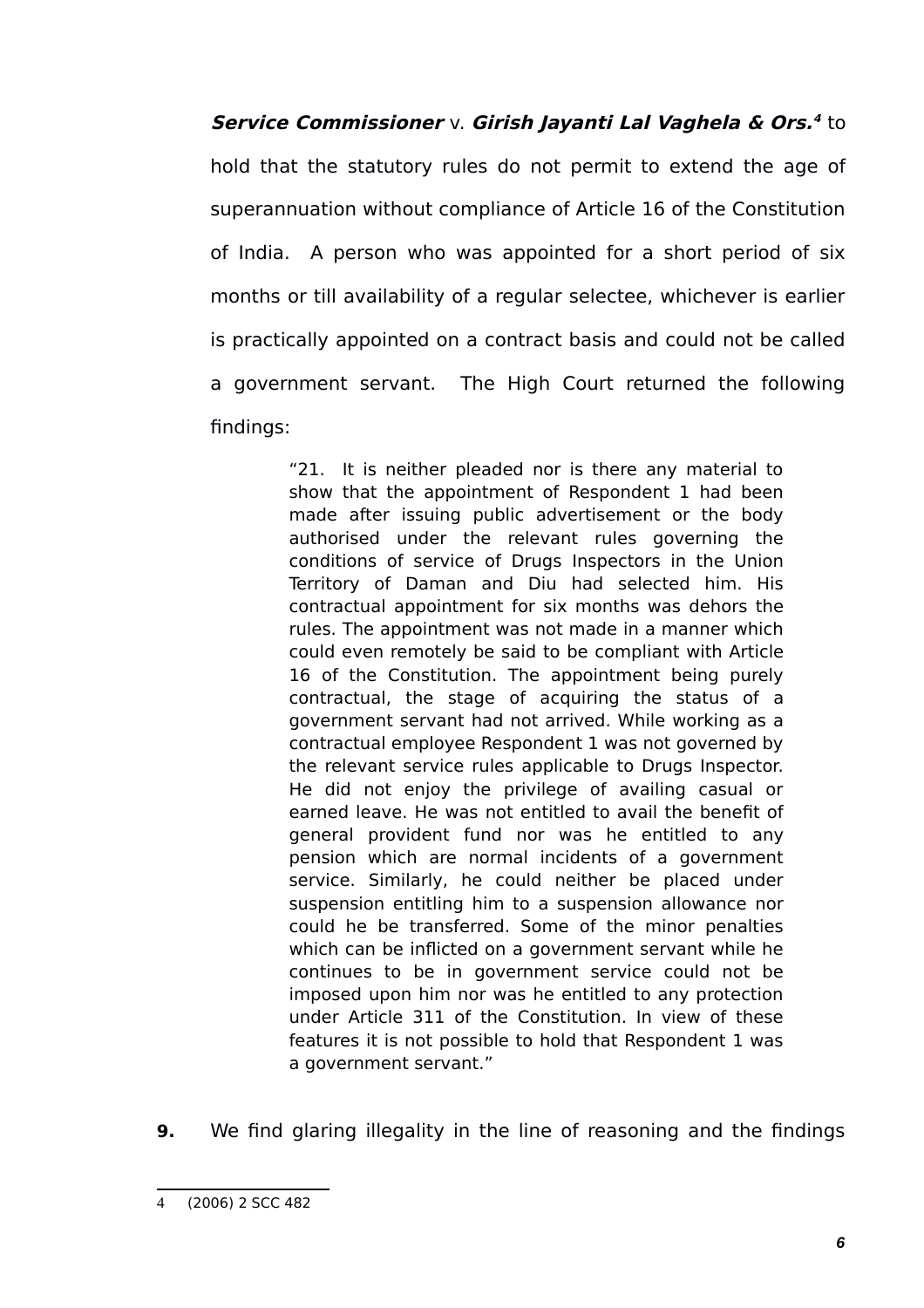***Service Commissioner*** v. ***Girish Jayanti Lal Vaghela & Ors.***[4] to hold that the statutory rules do not permit to extend the age of superannuation without compliance of Article 16 of the Constitution of India. A person who was appointed for a short period of six months or till availability of a regular selectee, whichever is earlier is practically appointed on a contract basis and could not be called a government servant. The High Court returned the following findings:

> "21. It is neither pleaded nor is there any material to show that the appointment of Respondent 1 had been made after issuing public advertisement or the body authorised under the relevant rules governing the conditions of service of Drugs Inspectors in the Union Territory of Daman and Diu had selected him. His contractual appointment for six months was dehors the rules. The appointment was not made in a manner which could even remotely be said to be compliant with Article 16 of the Constitution. The appointment being purely contractual, the stage of acquiring the status of a government servant had not arrived. While working as a contractual employee Respondent 1 was not governed by the relevant service rules applicable to Drugs Inspector. He did not enjoy the privilege of availing casual or earned leave. He was not entitled to avail the benefit of general provident fund nor was he entitled to any pension which are normal incidents of a government service. Similarly, he could neither be placed under suspension entitling him to a suspension allowance nor could he be transferred. Some of the minor penalties which can be inflicted on a government servant while he continues to be in government service could not be imposed upon him nor was he entitled to any protection under Article 311 of the Constitution. In view of these features it is not possible to hold that Respondent 1 was a government servant."

**9.** We find glaring illegality in the line of reasoning and the findings

---

4 (2006) 2 SCC 482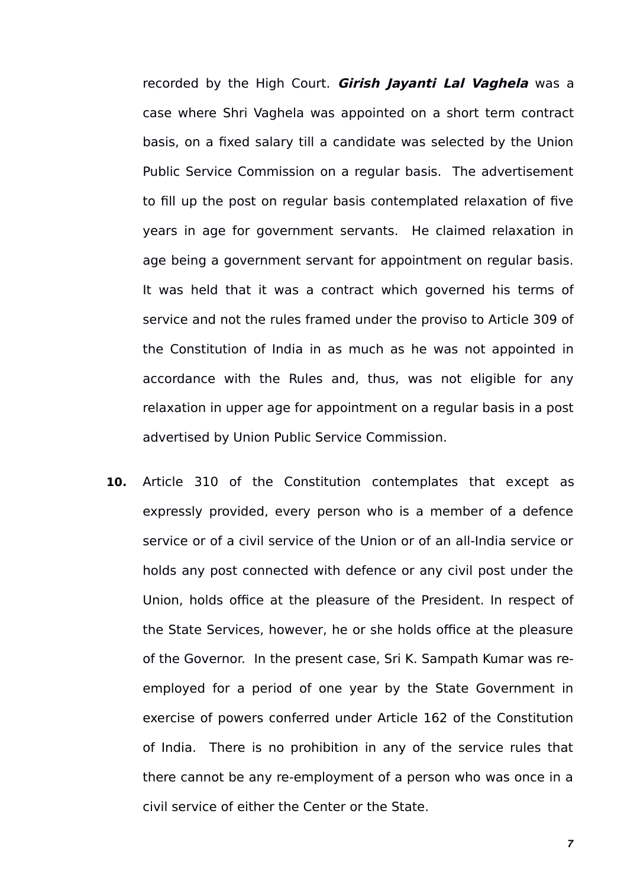recorded by the High Court. ***Girish Jayanti Lal Vaghela*** was a case where Shri Vaghela was appointed on a short term contract basis, on a fixed salary till a candidate was selected by the Union Public Service Commission on a regular basis. The advertisement to fill up the post on regular basis contemplated relaxation of five years in age for government servants. He claimed relaxation in age being a government servant for appointment on regular basis. It was held that it was a contract which governed his terms of service and not the rules framed under the proviso to Article 309 of the Constitution of India in as much as he was not appointed in accordance with the Rules and, thus, was not eligible for any relaxation in upper age for appointment on a regular basis in a post advertised by Union Public Service Commission.

**10.** Article 310 of the Constitution contemplates that except as expressly provided, every person who is a member of a defence service or of a civil service of the Union or of an all-India service or holds any post connected with defence or any civil post under the Union, holds office at the pleasure of the President. In respect of the State Services, however, he or she holds office at the pleasure of the Governor. In the present case, Sri K. Sampath Kumar was re-employed for a period of one year by the State Government in exercise of powers conferred under Article 162 of the Constitution of India. There is no prohibition in any of the service rules that there cannot be any re-employment of a person who was once in a civil service of either the Center or the State.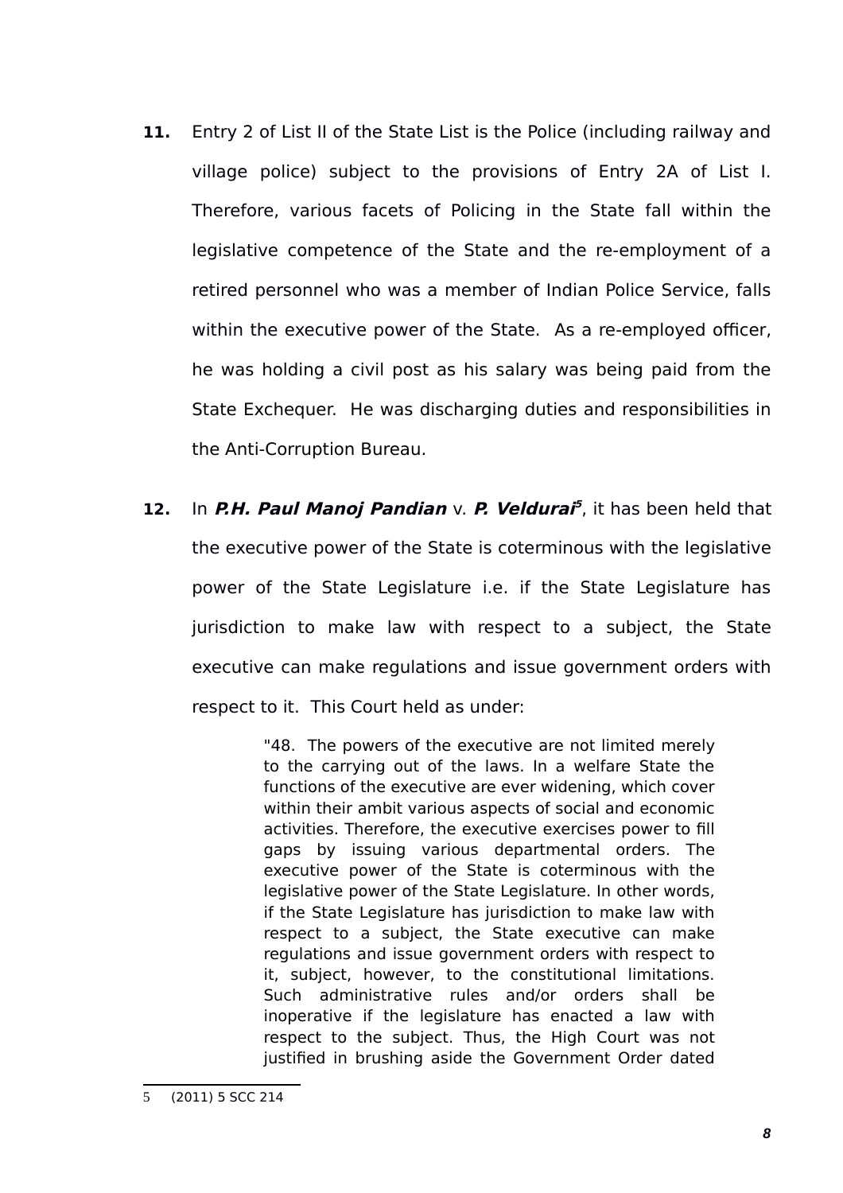**11.** Entry 2 of List II of the State List is the Police (including railway and village police) subject to the provisions of Entry 2A of List I. Therefore, various facets of Policing in the State fall within the legislative competence of the State and the re-employment of a retired personnel who was a member of Indian Police Service, falls within the executive power of the State. As a re-employed officer, he was holding a civil post as his salary was being paid from the State Exchequer. He was discharging duties and responsibilities in the Anti-Corruption Bureau.

**12.** In ***P.H. Paul Manoj Pandian*** v. ***P. Veldurai***[5], it has been held that the executive power of the State is coterminous with the legislative power of the State Legislature i.e. if the State Legislature has jurisdiction to make law with respect to a subject, the State executive can make regulations and issue government orders with respect to it. This Court held as under:

> "48. The powers of the executive are not limited merely to the carrying out of the laws. In a welfare State the functions of the executive are ever widening, which cover within their ambit various aspects of social and economic activities. Therefore, the executive exercises power to fill gaps by issuing various departmental orders. The executive power of the State is coterminous with the legislative power of the State Legislature. In other words, if the State Legislature has jurisdiction to make law with respect to a subject, the State executive can make regulations and issue government orders with respect to it, subject, however, to the constitutional limitations. Such administrative rules and/or orders shall be inoperative if the legislature has enacted a law with respect to the subject. Thus, the High Court was not justified in brushing aside the Government Order dated

5 (2011) 5 SCC 214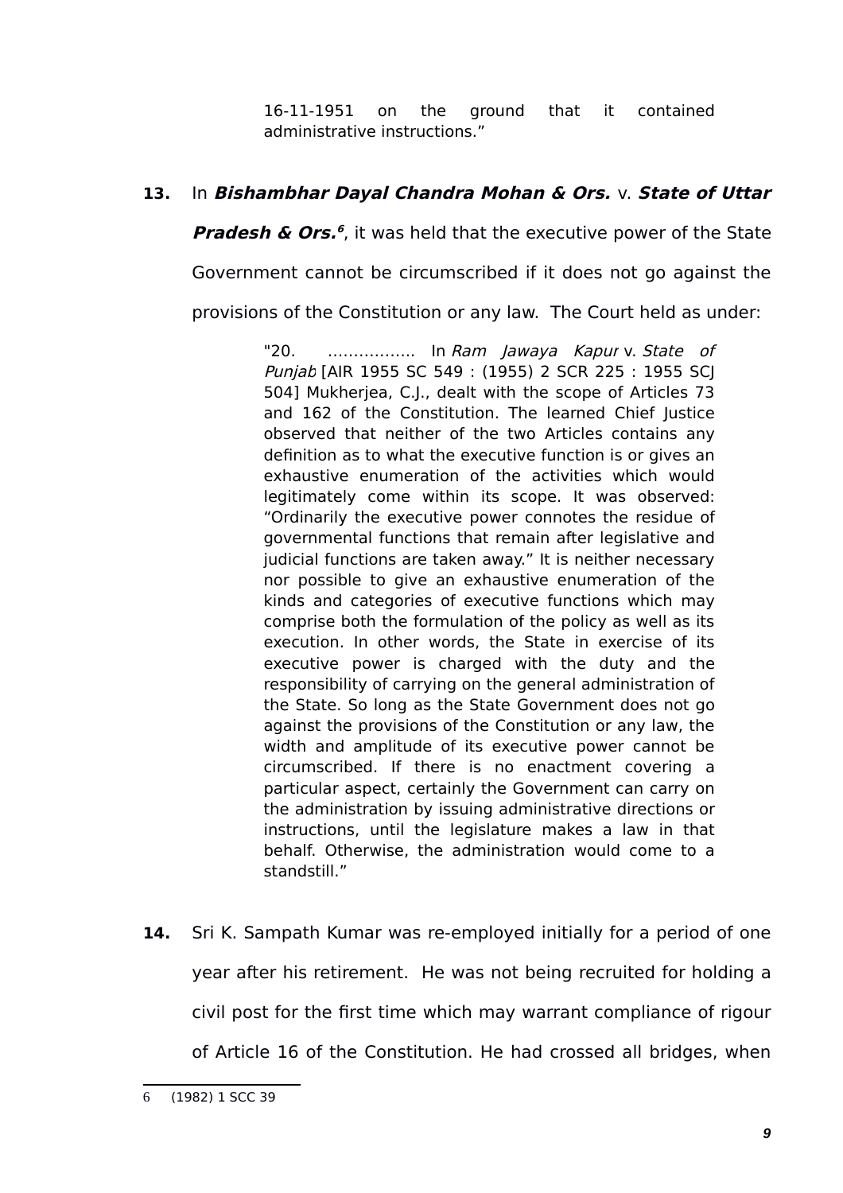> 16-11-1951 on the ground that it contained administrative instructions."

**13.** In ***Bishambhar Dayal Chandra Mohan & Ors.*** v. ***State of Uttar Pradesh & Ors.***[6], it was held that the executive power of the State Government cannot be circumscribed if it does not go against the provisions of the Constitution or any law. The Court held as under:

> "20. …………….. In *Ram Jawaya Kapur* v. *State of Punjab* [AIR 1955 SC 549 : (1955) 2 SCR 225 : 1955 SCJ 504] Mukherjea, C.J., dealt with the scope of Articles 73 and 162 of the Constitution. The learned Chief Justice observed that neither of the two Articles contains any definition as to what the executive function is or gives an exhaustive enumeration of the activities which would legitimately come within its scope. It was observed: "Ordinarily the executive power connotes the residue of governmental functions that remain after legislative and judicial functions are taken away." It is neither necessary nor possible to give an exhaustive enumeration of the kinds and categories of executive functions which may comprise both the formulation of the policy as well as its execution. In other words, the State in exercise of its executive power is charged with the duty and the responsibility of carrying on the general administration of the State. So long as the State Government does not go against the provisions of the Constitution or any law, the width and amplitude of its executive power cannot be circumscribed. If there is no enactment covering a particular aspect, certainly the Government can carry on the administration by issuing administrative directions or instructions, until the legislature makes a law in that behalf. Otherwise, the administration would come to a standstill."

**14.** Sri K. Sampath Kumar was re-employed initially for a period of one year after his retirement. He was not being recruited for holding a civil post for the first time which may warrant compliance of rigour of Article 16 of the Constitution. He had crossed all bridges, when

---

6 (1982) 1 SCC 39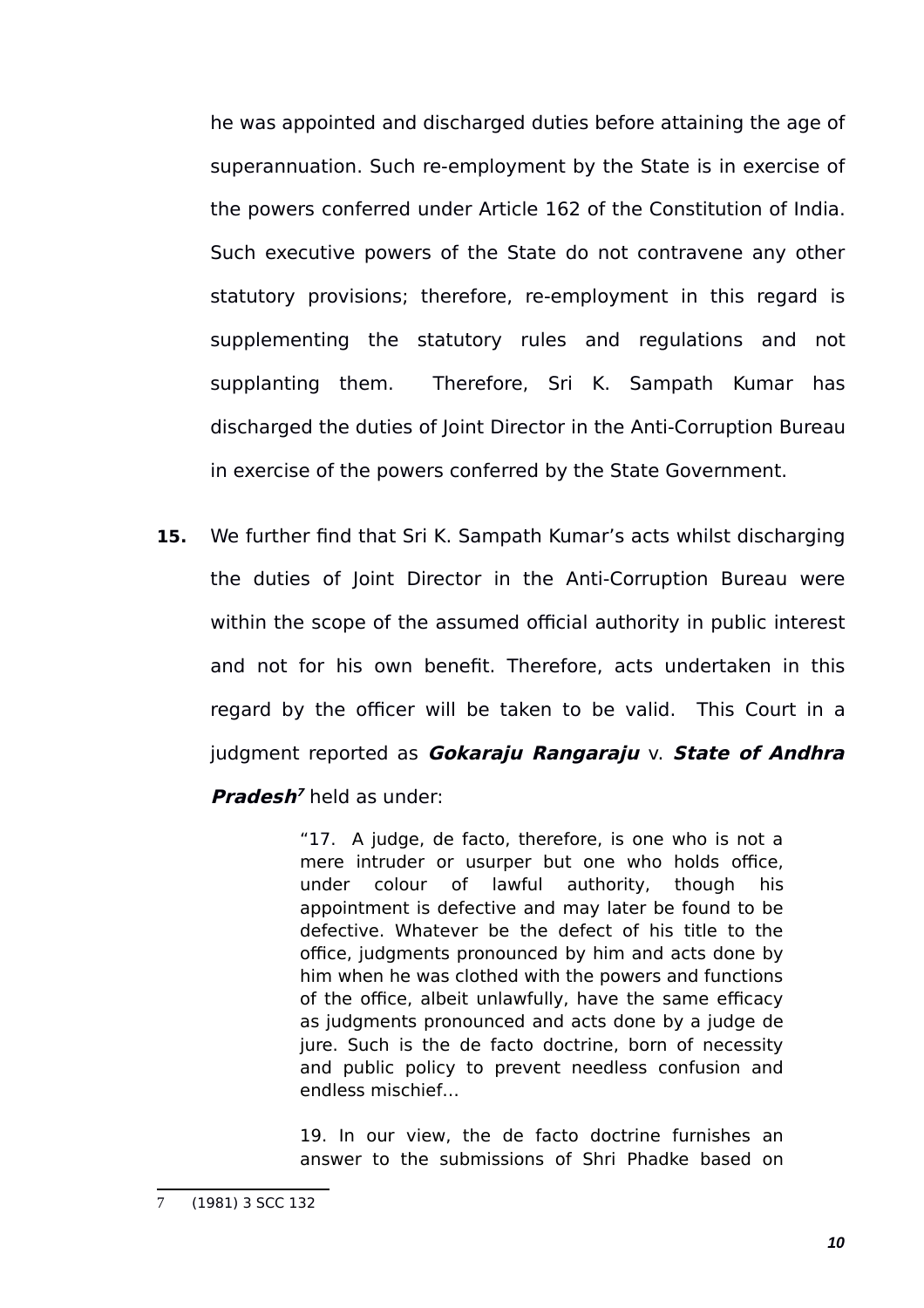he was appointed and discharged duties before attaining the age of superannuation. Such re-employment by the State is in exercise of the powers conferred under Article 162 of the Constitution of India. Such executive powers of the State do not contravene any other statutory provisions; therefore, re-employment in this regard is supplementing the statutory rules and regulations and not supplanting them. Therefore, Sri K. Sampath Kumar has discharged the duties of Joint Director in the Anti-Corruption Bureau in exercise of the powers conferred by the State Government.

**15.** We further find that Sri K. Sampath Kumar's acts whilst discharging the duties of Joint Director in the Anti-Corruption Bureau were within the scope of the assumed official authority in public interest and not for his own benefit. Therefore, acts undertaken in this regard by the officer will be taken to be valid. This Court in a judgment reported as ***Gokaraju Rangaraju*** v. ***State of Andhra Pradesh***[7] held as under:

> "17. A judge, de facto, therefore, is one who is not a mere intruder or usurper but one who holds office, under colour of lawful authority, though his appointment is defective and may later be found to be defective. Whatever be the defect of his title to the office, judgments pronounced by him and acts done by him when he was clothed with the powers and functions of the office, albeit unlawfully, have the same efficacy as judgments pronounced and acts done by a judge de jure. Such is the de facto doctrine, born of necessity and public policy to prevent needless confusion and endless mischief…
>
> 19. In our view, the de facto doctrine furnishes an answer to the submissions of Shri Phadke based on

---

7 (1981) 3 SCC 132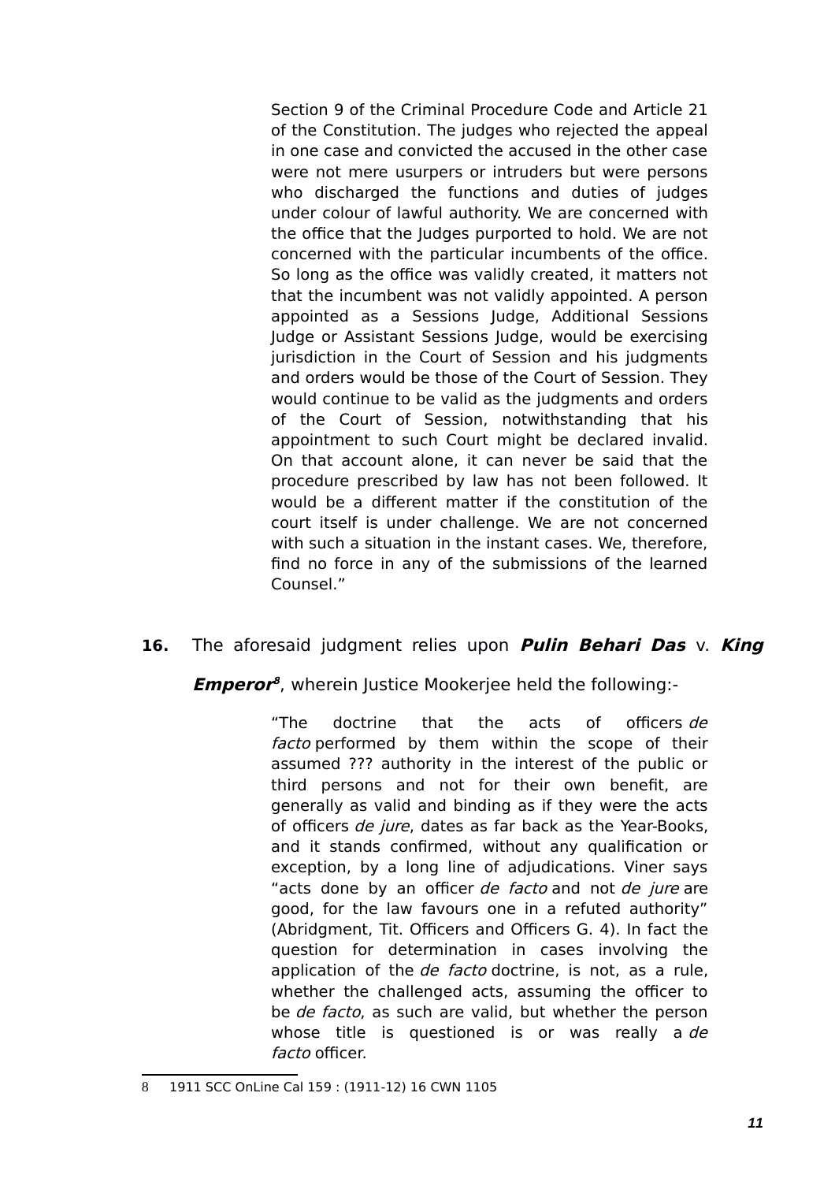> Section 9 of the Criminal Procedure Code and Article 21 of the Constitution. The judges who rejected the appeal in one case and convicted the accused in the other case were not mere usurpers or intruders but were persons who discharged the functions and duties of judges under colour of lawful authority. We are concerned with the office that the Judges purported to hold. We are not concerned with the particular incumbents of the office. So long as the office was validly created, it matters not that the incumbent was not validly appointed. A person appointed as a Sessions Judge, Additional Sessions Judge or Assistant Sessions Judge, would be exercising jurisdiction in the Court of Session and his judgments and orders would be those of the Court of Session. They would continue to be valid as the judgments and orders of the Court of Session, notwithstanding that his appointment to such Court might be declared invalid. On that account alone, it can never be said that the procedure prescribed by law has not been followed. It would be a different matter if the constitution of the court itself is under challenge. We are not concerned with such a situation in the instant cases. We, therefore, find no force in any of the submissions of the learned Counsel."

**16.** The aforesaid judgment relies upon ***Pulin Behari Das*** v. ***King Emperor***[8], wherein Justice Mookerjee held the following:-

> "The doctrine that the acts of officers *de facto* performed by them within the scope of their assumed ??? authority in the interest of the public or third persons and not for their own benefit, are generally as valid and binding as if they were the acts of officers *de jure*, dates as far back as the Year-Books, and it stands confirmed, without any qualification or exception, by a long line of adjudications. Viner says "acts done by an officer *de facto* and not *de jure* are good, for the law favours one in a refuted authority" (Abridgment, Tit. Officers and Officers G. 4). In fact the question for determination in cases involving the application of the *de facto* doctrine, is not, as a rule, whether the challenged acts, assuming the officer to be *de facto*, as such are valid, but whether the person whose title is questioned is or was really a *de facto* officer.

---

8 1911 SCC OnLine Cal 159 : (1911-12) 16 CWN 1105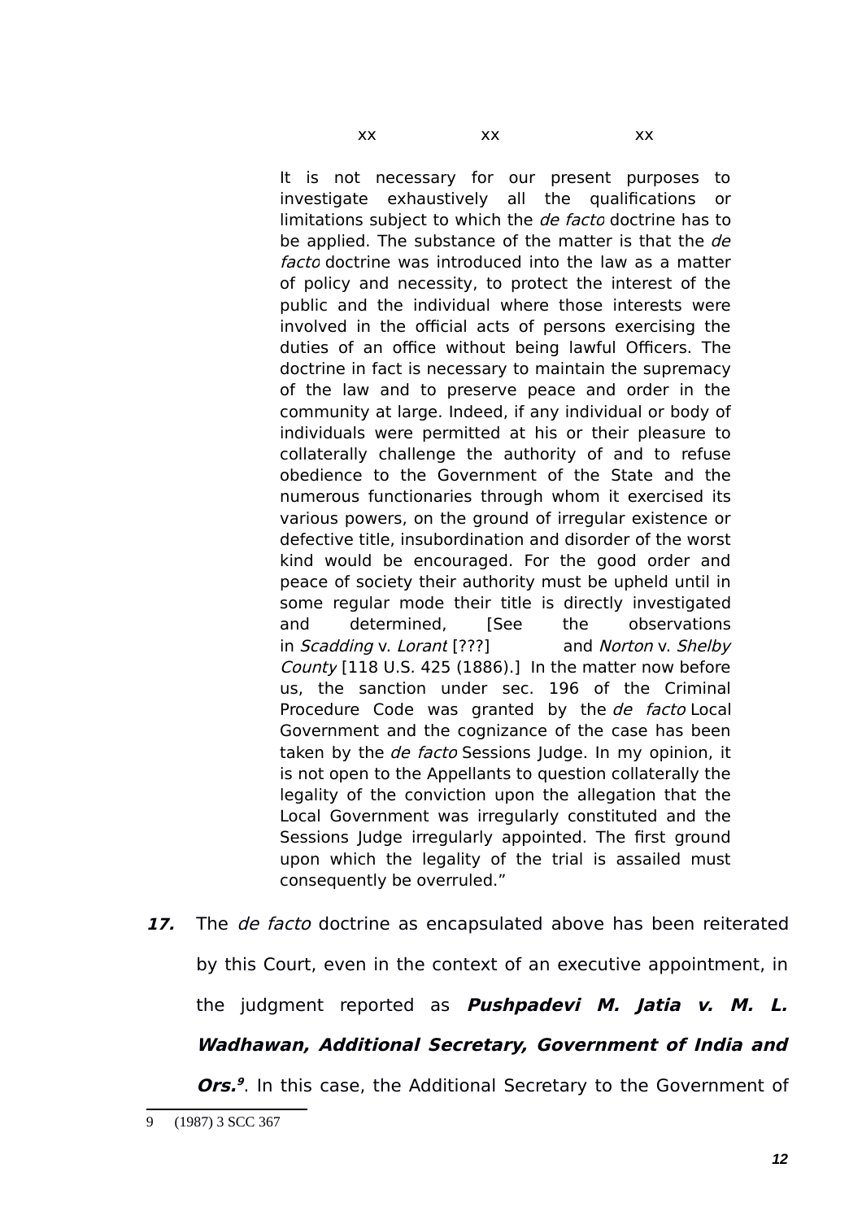xx xx xx

> It is not necessary for our present purposes to investigate exhaustively all the qualifications or limitations subject to which the *de facto* doctrine has to be applied. The substance of the matter is that the *de facto* doctrine was introduced into the law as a matter of policy and necessity, to protect the interest of the public and the individual where those interests were involved in the official acts of persons exercising the duties of an office without being lawful Officers. The doctrine in fact is necessary to maintain the supremacy of the law and to preserve peace and order in the community at large. Indeed, if any individual or body of individuals were permitted at his or their pleasure to collaterally challenge the authority of and to refuse obedience to the Government of the State and the numerous functionaries through whom it exercised its various powers, on the ground of irregular existence or defective title, insubordination and disorder of the worst kind would be encouraged. For the good order and peace of society their authority must be upheld until in some regular mode their title is directly investigated and determined, [See the observations in *Scadding* v. *Lorant* [???] and *Norton* v. *Shelby County* [118 U.S. 425 (1886).] In the matter now before us, the sanction under sec. 196 of the Criminal Procedure Code was granted by the *de facto* Local Government and the cognizance of the case has been taken by the *de facto* Sessions Judge. In my opinion, it is not open to the Appellants to question collaterally the legality of the conviction upon the allegation that the Local Government was irregularly constituted and the Sessions Judge irregularly appointed. The first ground upon which the legality of the trial is assailed must consequently be overruled."

***17.*** The *de facto* doctrine as encapsulated above has been reiterated by this Court, even in the context of an executive appointment, in the judgment reported as ***Pushpadevi M. Jatia v. M. L. Wadhawan, Additional Secretary, Government of India and Ors.***[9]. In this case, the Additional Secretary to the Government of

9 (1987) 3 SCC 367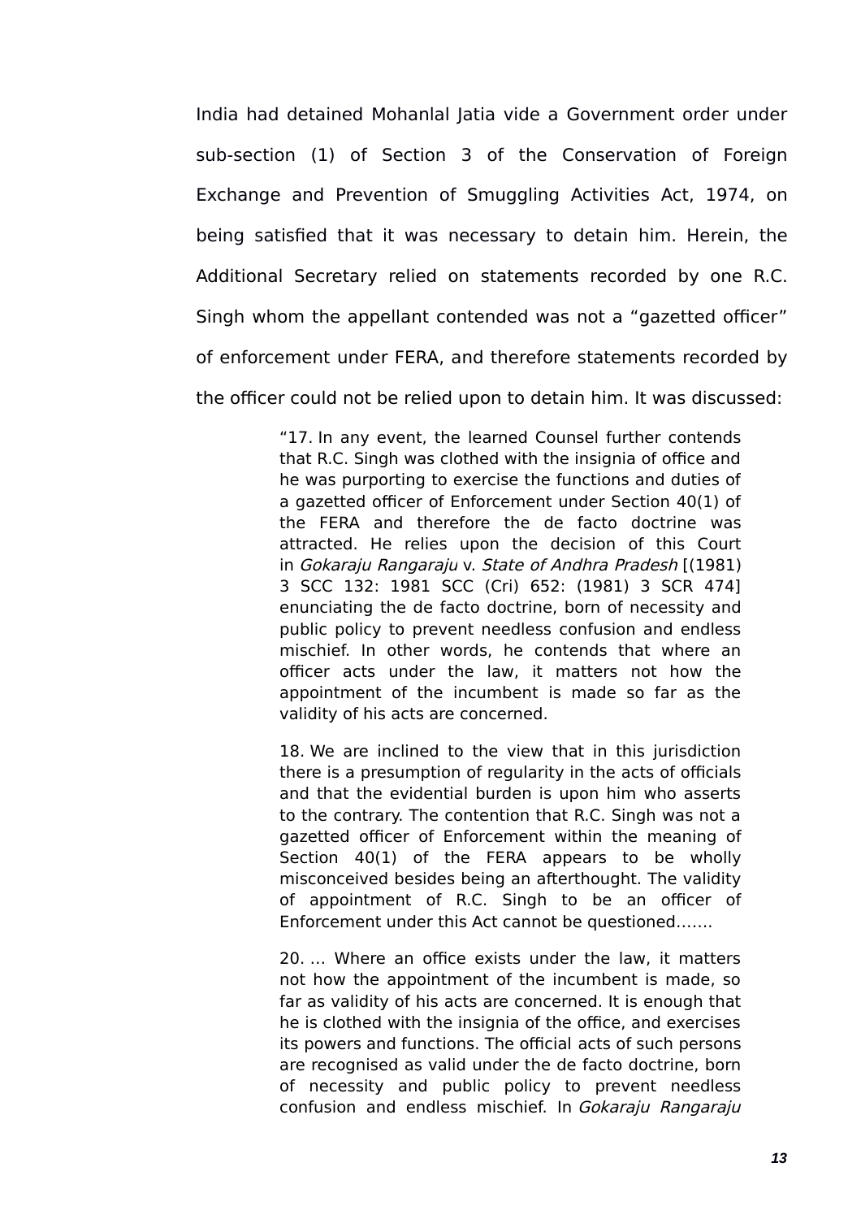India had detained Mohanlal Jatia vide a Government order under sub-section (1) of Section 3 of the Conservation of Foreign Exchange and Prevention of Smuggling Activities Act, 1974, on being satisfied that it was necessary to detain him. Herein, the Additional Secretary relied on statements recorded by one R.C. Singh whom the appellant contended was not a "gazetted officer" of enforcement under FERA, and therefore statements recorded by the officer could not be relied upon to detain him. It was discussed:

> "17. In any event, the learned Counsel further contends that R.C. Singh was clothed with the insignia of office and he was purporting to exercise the functions and duties of a gazetted officer of Enforcement under Section 40(1) of the FERA and therefore the de facto doctrine was attracted. He relies upon the decision of this Court in *Gokaraju Rangaraju* v. *State of Andhra Pradesh* [(1981) 3 SCC 132: 1981 SCC (Cri) 652: (1981) 3 SCR 474] enunciating the de facto doctrine, born of necessity and public policy to prevent needless confusion and endless mischief. In other words, he contends that where an officer acts under the law, it matters not how the appointment of the incumbent is made so far as the validity of his acts are concerned.
>
> 18. We are inclined to the view that in this jurisdiction there is a presumption of regularity in the acts of officials and that the evidential burden is upon him who asserts to the contrary. The contention that R.C. Singh was not a gazetted officer of Enforcement within the meaning of Section 40(1) of the FERA appears to be wholly misconceived besides being an afterthought. The validity of appointment of R.C. Singh to be an officer of Enforcement under this Act cannot be questioned…….
>
> 20. … Where an office exists under the law, it matters not how the appointment of the incumbent is made, so far as validity of his acts are concerned. It is enough that he is clothed with the insignia of the office, and exercises its powers and functions. The official acts of such persons are recognised as valid under the de facto doctrine, born of necessity and public policy to prevent needless confusion and endless mischief. In *Gokaraju Rangaraju*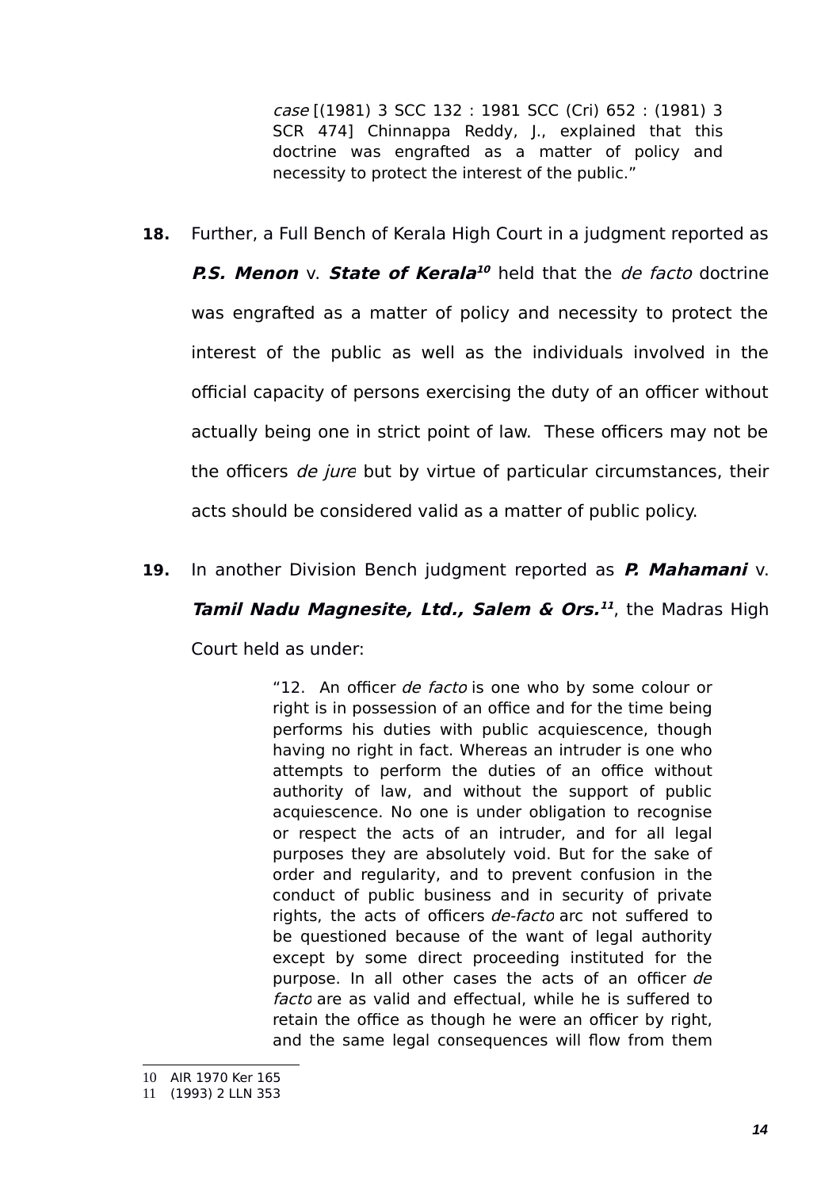> *case* [(1981) 3 SCC 132 : 1981 SCC (Cri) 652 : (1981) 3 SCR 474] Chinnappa Reddy, J., explained that this doctrine was engrafted as a matter of policy and necessity to protect the interest of the public."

**18.** Further, a Full Bench of Kerala High Court in a judgment reported as ***P.S. Menon*** v. ***State of Kerala***[10] held that the *de facto* doctrine was engrafted as a matter of policy and necessity to protect the interest of the public as well as the individuals involved in the official capacity of persons exercising the duty of an officer without actually being one in strict point of law. These officers may not be the officers *de jure* but by virtue of particular circumstances, their acts should be considered valid as a matter of public policy.

**19.** In another Division Bench judgment reported as ***P. Mahamani*** v. ***Tamil Nadu Magnesite, Ltd., Salem & Ors.***[11], the Madras High Court held as under:

> "12. An officer *de facto* is one who by some colour or right is in possession of an office and for the time being performs his duties with public acquiescence, though having no right in fact. Whereas an intruder is one who attempts to perform the duties of an office without authority of law, and without the support of public acquiescence. No one is under obligation to recognise or respect the acts of an intruder, and for all legal purposes they are absolutely void. But for the sake of order and regularity, and to prevent confusion in the conduct of public business and in security of private rights, the acts of officers *de-facto* arc not suffered to be questioned because of the want of legal authority except by some direct proceeding instituted for the purpose. In all other cases the acts of an officer *de facto* are as valid and effectual, while he is suffered to retain the office as though he were an officer by right, and the same legal consequences will flow from them

---

10 AIR 1970 Ker 165

11 (1993) 2 LLN 353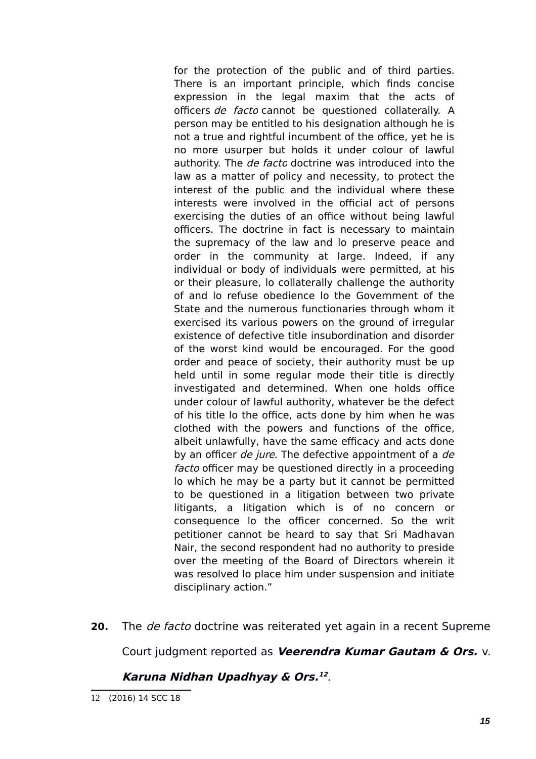> for the protection of the public and of third parties. There is an important principle, which finds concise expression in the legal maxim that the acts of officers *de facto* cannot be questioned collaterally. A person may be entitled to his designation although he is not a true and rightful incumbent of the office, yet he is no more usurper but holds it under colour of lawful authority. The *de facto* doctrine was introduced into the law as a matter of policy and necessity, to protect the interest of the public and the individual where these interests were involved in the official act of persons exercising the duties of an office without being lawful officers. The doctrine in fact is necessary to maintain the supremacy of the law and lo preserve peace and order in the community at large. Indeed, if any individual or body of individuals were permitted, at his or their pleasure, lo collaterally challenge the authority of and lo refuse obedience lo the Government of the State and the numerous functionaries through whom it exercised its various powers on the ground of irregular existence of defective title insubordination and disorder of the worst kind would be encouraged. For the good order and peace of society, their authority must be up held until in some regular mode their title is directly investigated and determined. When one holds office under colour of lawful authority, whatever be the defect of his title lo the office, acts done by him when he was clothed with the powers and functions of the office, albeit unlawfully, have the same efficacy and acts done by an officer *de jure*. The defective appointment of a *de facto* officer may be questioned directly in a proceeding lo which he may be a party but it cannot be permitted to be questioned in a litigation between two private litigants, a litigation which is of no concern or consequence lo the officer concerned. So the writ petitioner cannot be heard to say that Sri Madhavan Nair, the second respondent had no authority to preside over the meeting of the Board of Directors wherein it was resolved lo place him under suspension and initiate disciplinary action."

**20.** The *de facto* doctrine was reiterated yet again in a recent Supreme Court judgment reported as ***Veerendra Kumar Gautam & Ors.*** v. ***Karuna Nidhan Upadhyay & Ors.***[12].

---

12 (2016) 14 SCC 18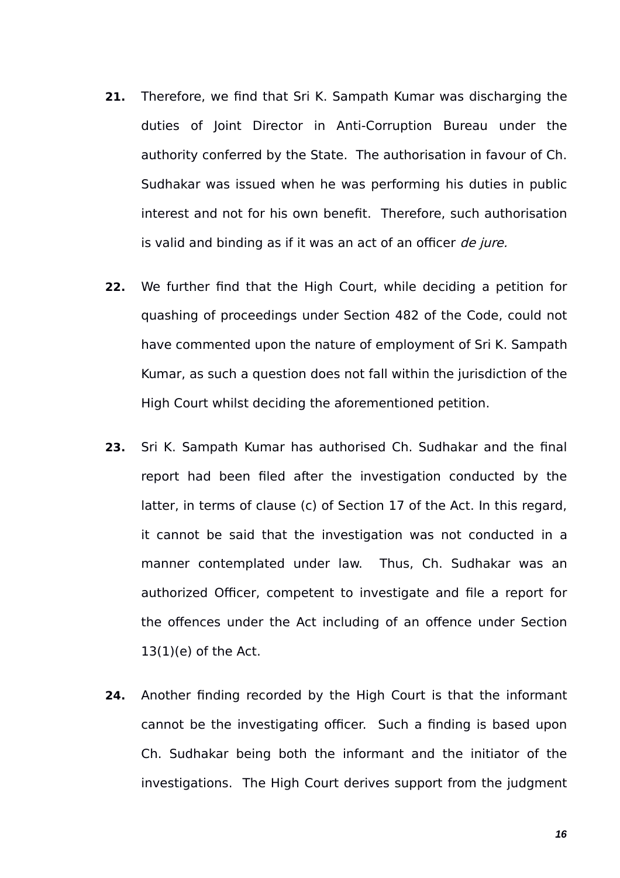**21.** Therefore, we find that Sri K. Sampath Kumar was discharging the duties of Joint Director in Anti-Corruption Bureau under the authority conferred by the State. The authorisation in favour of Ch. Sudhakar was issued when he was performing his duties in public interest and not for his own benefit. Therefore, such authorisation is valid and binding as if it was an act of an officer *de jure.*

**22.** We further find that the High Court, while deciding a petition for quashing of proceedings under Section 482 of the Code, could not have commented upon the nature of employment of Sri K. Sampath Kumar, as such a question does not fall within the jurisdiction of the High Court whilst deciding the aforementioned petition.

**23.** Sri K. Sampath Kumar has authorised Ch. Sudhakar and the final report had been filed after the investigation conducted by the latter, in terms of clause (c) of Section 17 of the Act. In this regard, it cannot be said that the investigation was not conducted in a manner contemplated under law. Thus, Ch. Sudhakar was an authorized Officer, competent to investigate and file a report for the offences under the Act including of an offence under Section 13(1)(e) of the Act.

**24.** Another finding recorded by the High Court is that the informant cannot be the investigating officer. Such a finding is based upon Ch. Sudhakar being both the informant and the initiator of the investigations. The High Court derives support from the judgment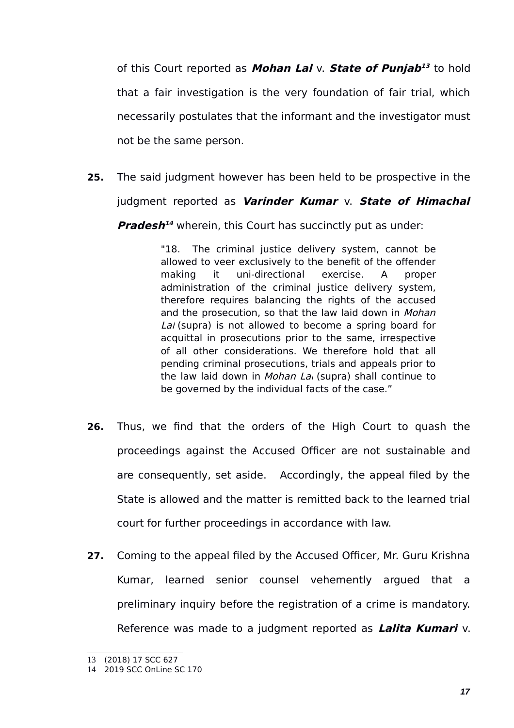of this Court reported as ***Mohan Lal*** v. ***State of Punjab***[13] to hold that a fair investigation is the very foundation of fair trial, which necessarily postulates that the informant and the investigator must not be the same person.

**25.** The said judgment however has been held to be prospective in the judgment reported as ***Varinder Kumar*** v. ***State of Himachal Pradesh***[14] wherein, this Court has succinctly put as under:

> "18. The criminal justice delivery system, cannot be allowed to veer exclusively to the benefit of the offender making it uni-directional exercise. A proper administration of the criminal justice delivery system, therefore requires balancing the rights of the accused and the prosecution, so that the law laid down in *Mohan Lal* (supra) is not allowed to become a spring board for acquittal in prosecutions prior to the same, irrespective of all other considerations. We therefore hold that all pending criminal prosecutions, trials and appeals prior to the law laid down in *Mohan Lal* (supra) shall continue to be governed by the individual facts of the case."

**26.** Thus, we find that the orders of the High Court to quash the proceedings against the Accused Officer are not sustainable and are consequently, set aside. Accordingly, the appeal filed by the State is allowed and the matter is remitted back to the learned trial court for further proceedings in accordance with law.

**27.** Coming to the appeal filed by the Accused Officer, Mr. Guru Krishna Kumar, learned senior counsel vehemently argued that a preliminary inquiry before the registration of a crime is mandatory. Reference was made to a judgment reported as ***Lalita Kumari*** v.

---

13 (2018) 17 SCC 627

14 2019 SCC OnLine SC 170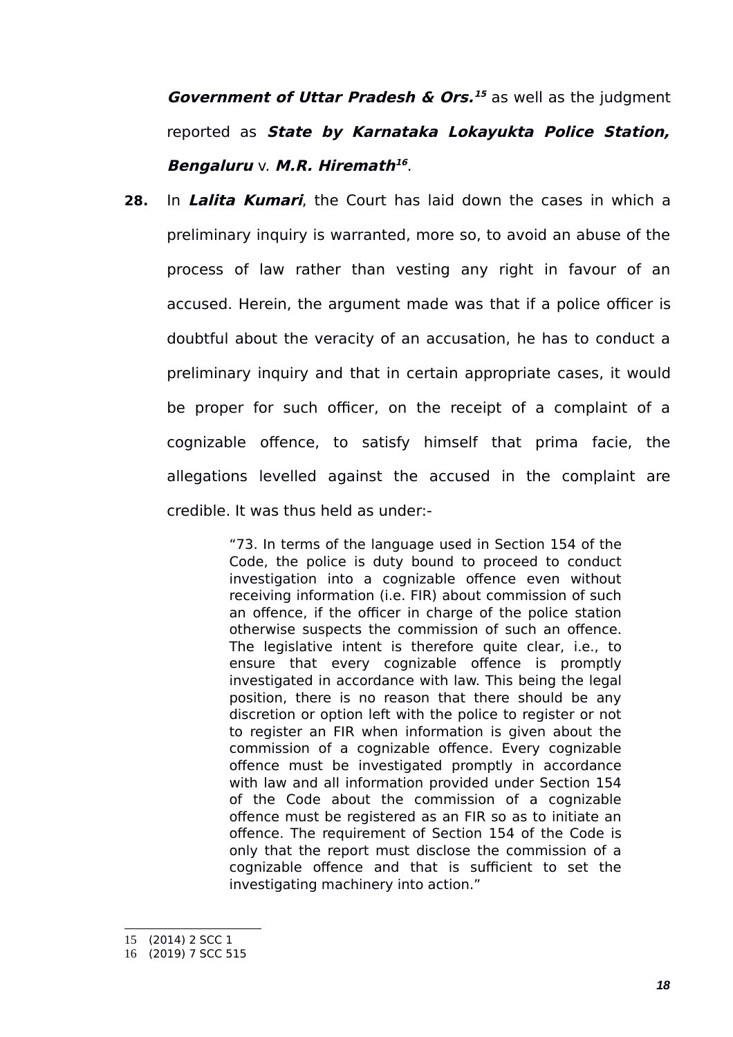***Government of Uttar Pradesh & Ors.***[15] as well as the judgment reported as ***State by Karnataka Lokayukta Police Station, Bengaluru*** v. ***M.R. Hiremath***[16].

**28.** In ***Lalita Kumari***, the Court has laid down the cases in which a preliminary inquiry is warranted, more so, to avoid an abuse of the process of law rather than vesting any right in favour of an accused. Herein, the argument made was that if a police officer is doubtful about the veracity of an accusation, he has to conduct a preliminary inquiry and that in certain appropriate cases, it would be proper for such officer, on the receipt of a complaint of a cognizable offence, to satisfy himself that prima facie, the allegations levelled against the accused in the complaint are credible. It was thus held as under:-

> "73. In terms of the language used in Section 154 of the Code, the police is duty bound to proceed to conduct investigation into a cognizable offence even without receiving information (i.e. FIR) about commission of such an offence, if the officer in charge of the police station otherwise suspects the commission of such an offence. The legislative intent is therefore quite clear, i.e., to ensure that every cognizable offence is promptly investigated in accordance with law. This being the legal position, there is no reason that there should be any discretion or option left with the police to register or not to register an FIR when information is given about the commission of a cognizable offence. Every cognizable offence must be investigated promptly in accordance with law and all information provided under Section 154 of the Code about the commission of a cognizable offence must be registered as an FIR so as to initiate an offence. The requirement of Section 154 of the Code is only that the report must disclose the commission of a cognizable offence and that is sufficient to set the investigating machinery into action."

---

15 (2014) 2 SCC 1

16 (2019) 7 SCC 515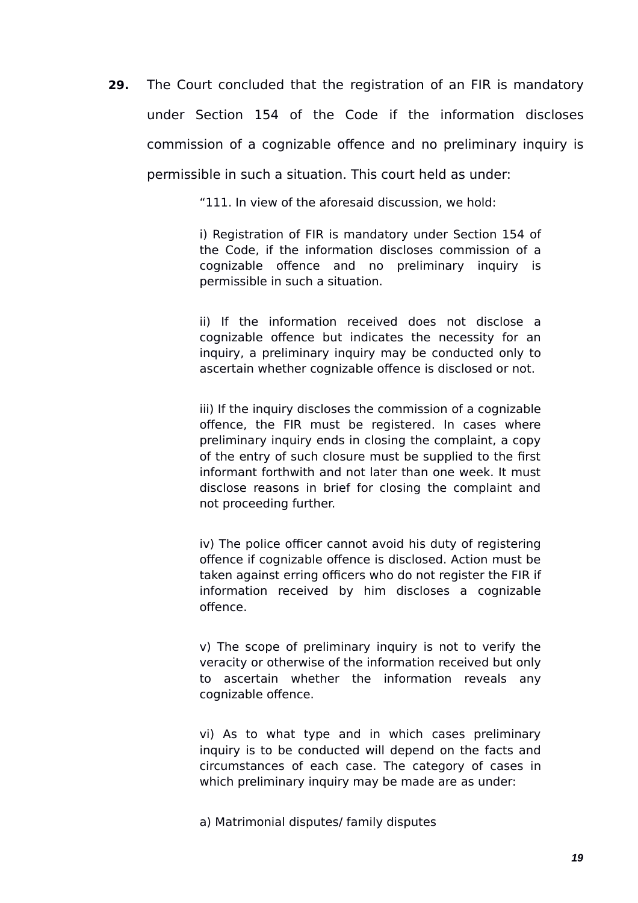**29.** The Court concluded that the registration of an FIR is mandatory under Section 154 of the Code if the information discloses commission of a cognizable offence and no preliminary inquiry is permissible in such a situation. This court held as under:

> "111. In view of the aforesaid discussion, we hold:
>
> i) Registration of FIR is mandatory under Section 154 of the Code, if the information discloses commission of a cognizable offence and no preliminary inquiry is permissible in such a situation.
>
> ii) If the information received does not disclose a cognizable offence but indicates the necessity for an inquiry, a preliminary inquiry may be conducted only to ascertain whether cognizable offence is disclosed or not.
>
> iii) If the inquiry discloses the commission of a cognizable offence, the FIR must be registered. In cases where preliminary inquiry ends in closing the complaint, a copy of the entry of such closure must be supplied to the first informant forthwith and not later than one week. It must disclose reasons in brief for closing the complaint and not proceeding further.
>
> iv) The police officer cannot avoid his duty of registering offence if cognizable offence is disclosed. Action must be taken against erring officers who do not register the FIR if information received by him discloses a cognizable offence.
>
> v) The scope of preliminary inquiry is not to verify the veracity or otherwise of the information received but only to ascertain whether the information reveals any cognizable offence.
>
> vi) As to what type and in which cases preliminary inquiry is to be conducted will depend on the facts and circumstances of each case. The category of cases in which preliminary inquiry may be made are as under:
>
> a) Matrimonial disputes/ family disputes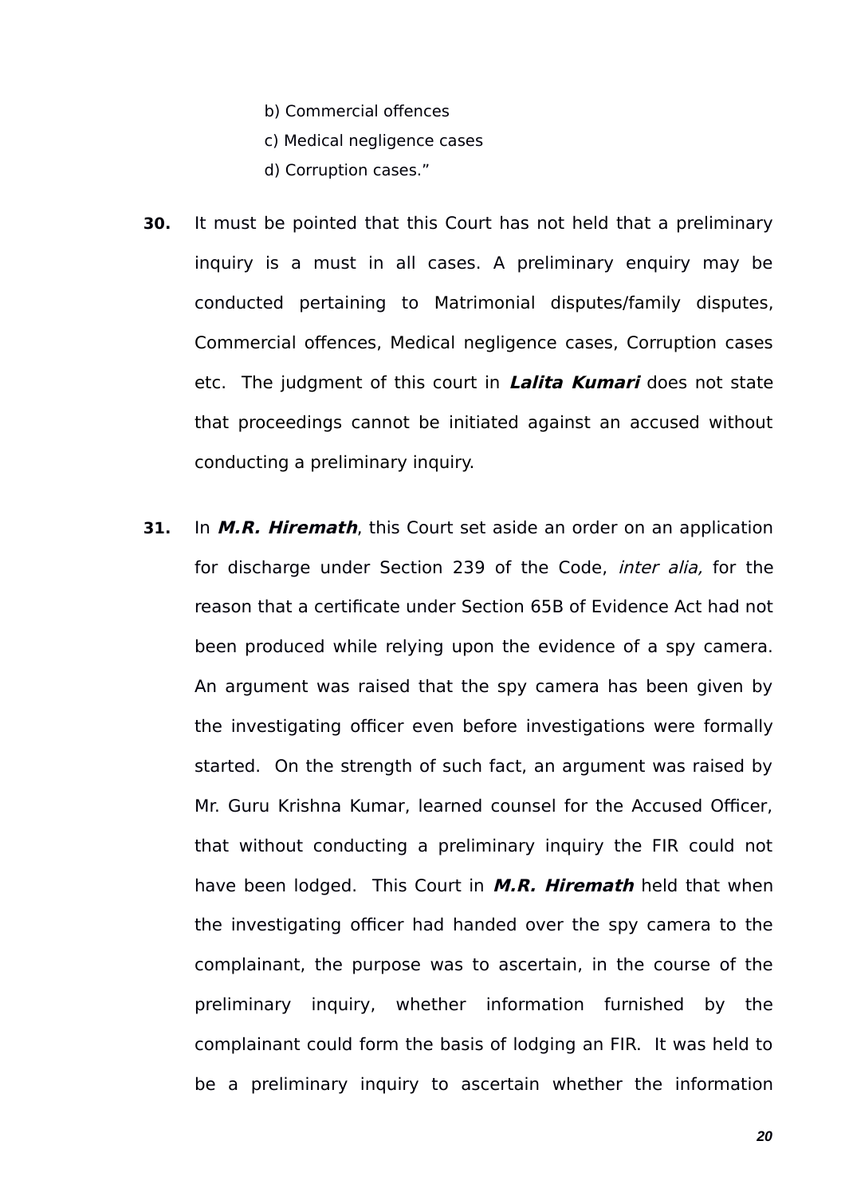b) Commercial offences

c) Medical negligence cases

d) Corruption cases."

**30.** It must be pointed that this Court has not held that a preliminary inquiry is a must in all cases. A preliminary enquiry may be conducted pertaining to Matrimonial disputes/family disputes, Commercial offences, Medical negligence cases, Corruption cases etc. The judgment of this court in ***Lalita Kumari*** does not state that proceedings cannot be initiated against an accused without conducting a preliminary inquiry.

**31.** In ***M.R. Hiremath***, this Court set aside an order on an application for discharge under Section 239 of the Code, *inter alia,* for the reason that a certificate under Section 65B of Evidence Act had not been produced while relying upon the evidence of a spy camera. An argument was raised that the spy camera has been given by the investigating officer even before investigations were formally started. On the strength of such fact, an argument was raised by Mr. Guru Krishna Kumar, learned counsel for the Accused Officer, that without conducting a preliminary inquiry the FIR could not have been lodged. This Court in ***M.R. Hiremath*** held that when the investigating officer had handed over the spy camera to the complainant, the purpose was to ascertain, in the course of the preliminary inquiry, whether information furnished by the complainant could form the basis of lodging an FIR. It was held to be a preliminary inquiry to ascertain whether the information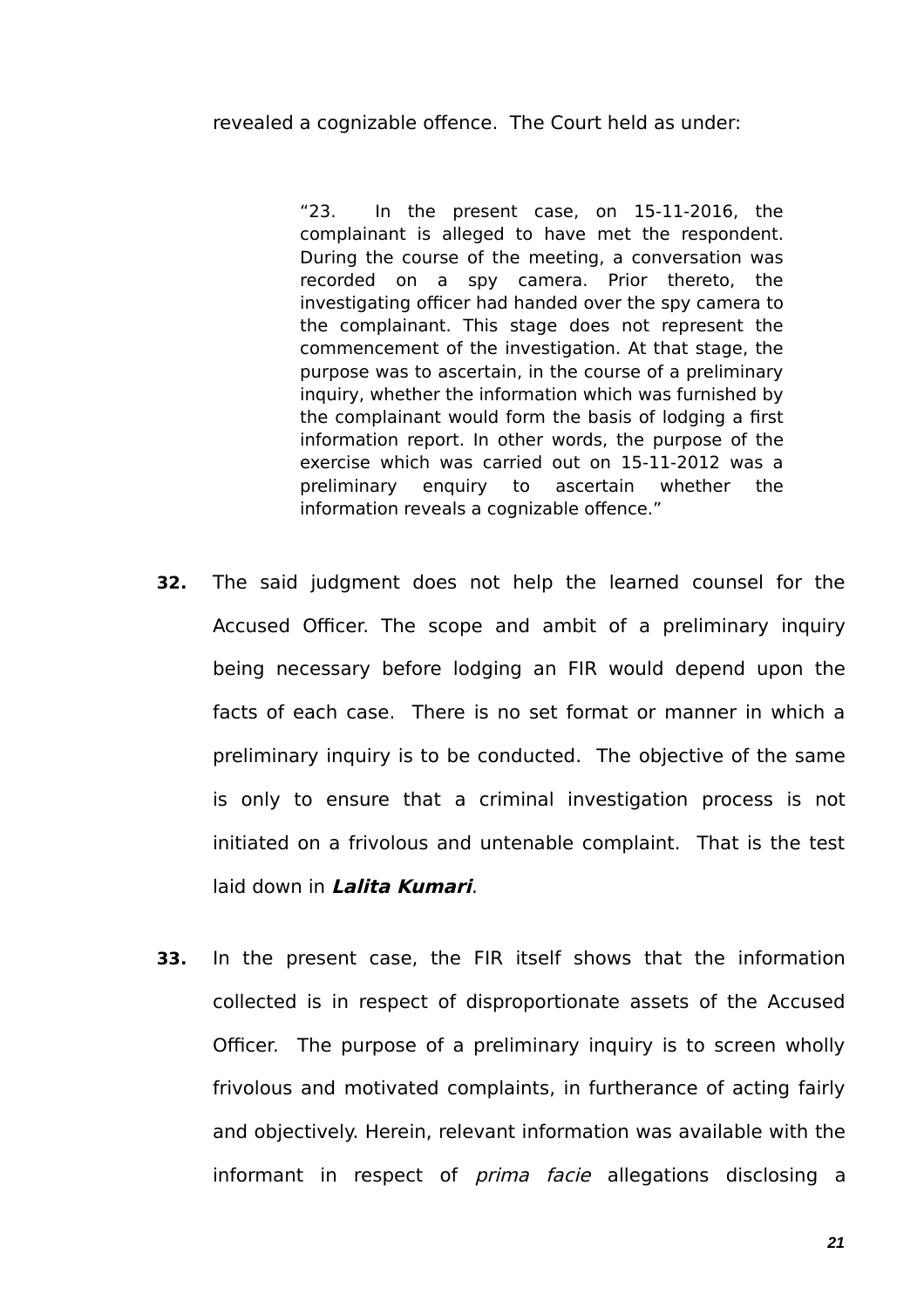revealed a cognizable offence. The Court held as under:

> "23. In the present case, on 15-11-2016, the complainant is alleged to have met the respondent. During the course of the meeting, a conversation was recorded on a spy camera. Prior thereto, the investigating officer had handed over the spy camera to the complainant. This stage does not represent the commencement of the investigation. At that stage, the purpose was to ascertain, in the course of a preliminary inquiry, whether the information which was furnished by the complainant would form the basis of lodging a first information report. In other words, the purpose of the exercise which was carried out on 15-11-2012 was a preliminary enquiry to ascertain whether the information reveals a cognizable offence."

**32.** The said judgment does not help the learned counsel for the Accused Officer. The scope and ambit of a preliminary inquiry being necessary before lodging an FIR would depend upon the facts of each case. There is no set format or manner in which a preliminary inquiry is to be conducted. The objective of the same is only to ensure that a criminal investigation process is not initiated on a frivolous and untenable complaint. That is the test laid down in ***Lalita Kumari***.

**33.** In the present case, the FIR itself shows that the information collected is in respect of disproportionate assets of the Accused Officer. The purpose of a preliminary inquiry is to screen wholly frivolous and motivated complaints, in furtherance of acting fairly and objectively. Herein, relevant information was available with the informant in respect of *prima facie* allegations disclosing a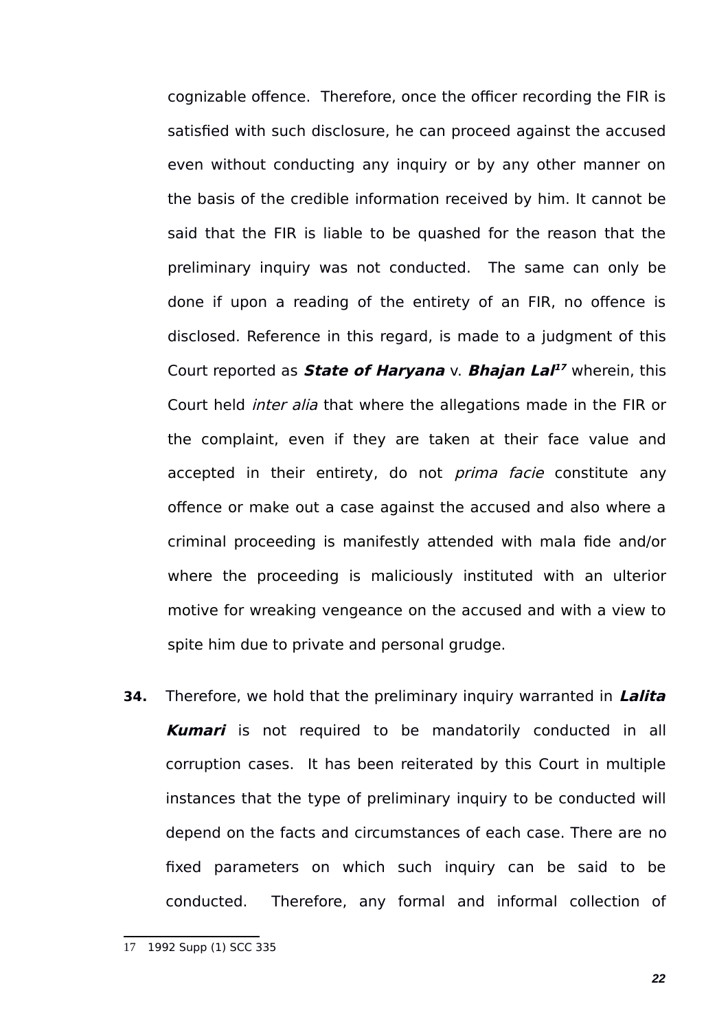cognizable offence. Therefore, once the officer recording the FIR is satisfied with such disclosure, he can proceed against the accused even without conducting any inquiry or by any other manner on the basis of the credible information received by him. It cannot be said that the FIR is liable to be quashed for the reason that the preliminary inquiry was not conducted. The same can only be done if upon a reading of the entirety of an FIR, no offence is disclosed. Reference in this regard, is made to a judgment of this Court reported as ***State of Haryana*** v. ***Bhajan Lal***[17] wherein, this Court held *inter alia* that where the allegations made in the FIR or the complaint, even if they are taken at their face value and accepted in their entirety, do not *prima facie* constitute any offence or make out a case against the accused and also where a criminal proceeding is manifestly attended with mala fide and/or where the proceeding is maliciously instituted with an ulterior motive for wreaking vengeance on the accused and with a view to spite him due to private and personal grudge.

**34.** Therefore, we hold that the preliminary inquiry warranted in ***Lalita Kumari*** is not required to be mandatorily conducted in all corruption cases. It has been reiterated by this Court in multiple instances that the type of preliminary inquiry to be conducted will depend on the facts and circumstances of each case. There are no fixed parameters on which such inquiry can be said to be conducted. Therefore, any formal and informal collection of

---

[17] 1992 Supp (1) SCC 335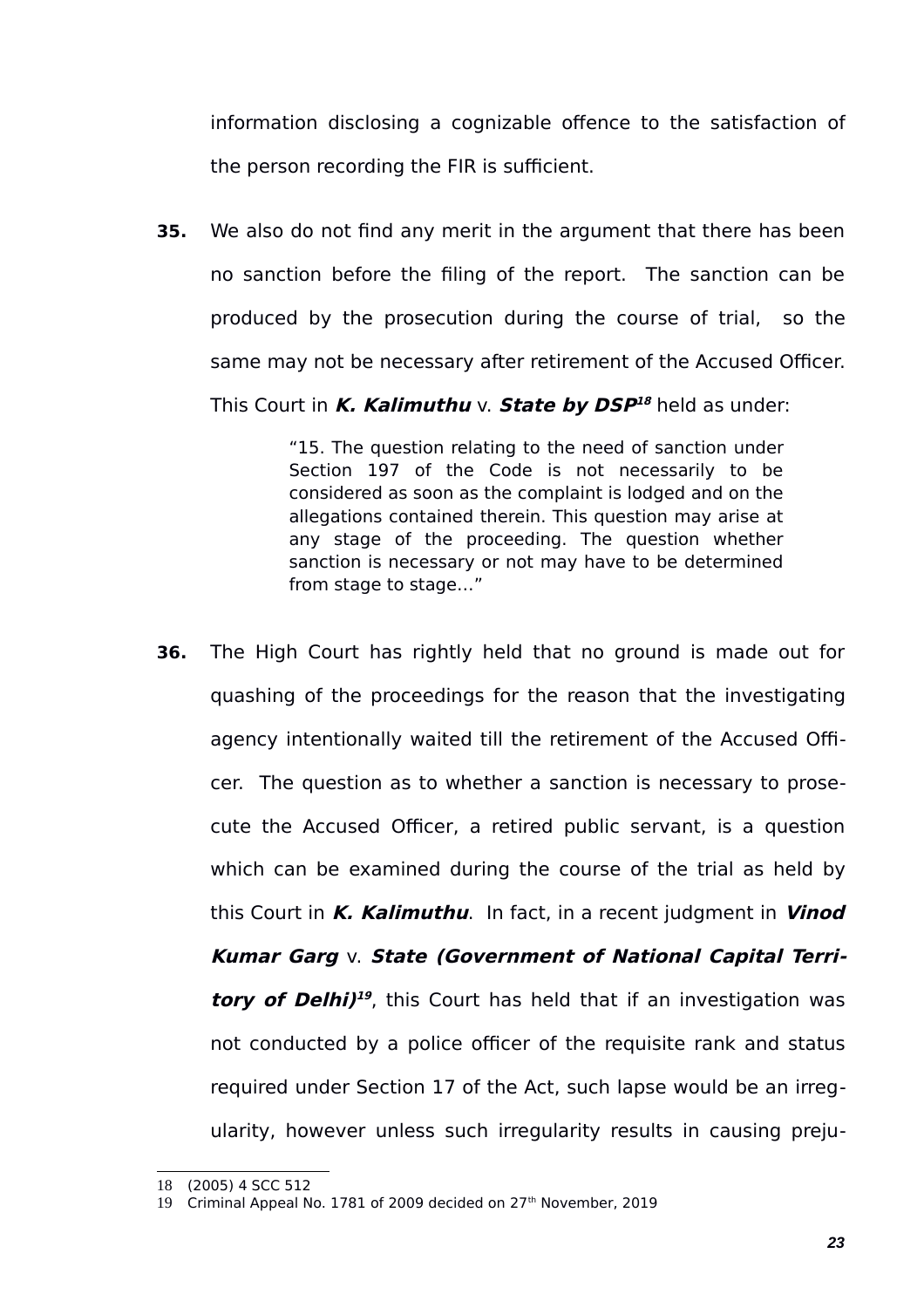information disclosing a cognizable offence to the satisfaction of the person recording the FIR is sufficient.

**35.** We also do not find any merit in the argument that there has been no sanction before the filing of the report. The sanction can be produced by the prosecution during the course of trial, so the same may not be necessary after retirement of the Accused Officer. This Court in ***K. Kalimuthu*** v. ***State by DSP***[18] held as under:

> "15. The question relating to the need of sanction under Section 197 of the Code is not necessarily to be considered as soon as the complaint is lodged and on the allegations contained therein. This question may arise at any stage of the proceeding. The question whether sanction is necessary or not may have to be determined from stage to stage..."

**36.** The High Court has rightly held that no ground is made out for quashing of the proceedings for the reason that the investigating agency intentionally waited till the retirement of the Accused Officer. The question as to whether a sanction is necessary to prosecute the Accused Officer, a retired public servant, is a question which can be examined during the course of the trial as held by this Court in ***K. Kalimuthu***. In fact, in a recent judgment in ***Vinod Kumar Garg*** v. ***State (Government of National Capital Territory of Delhi)***[19], this Court has held that if an investigation was not conducted by a police officer of the requisite rank and status required under Section 17 of the Act, such lapse would be an irregularity, however unless such irregularity results in causing preju-

---

18 (2005) 4 SCC 512

19 Criminal Appeal No. 1781 of 2009 decided on 27th November, 2019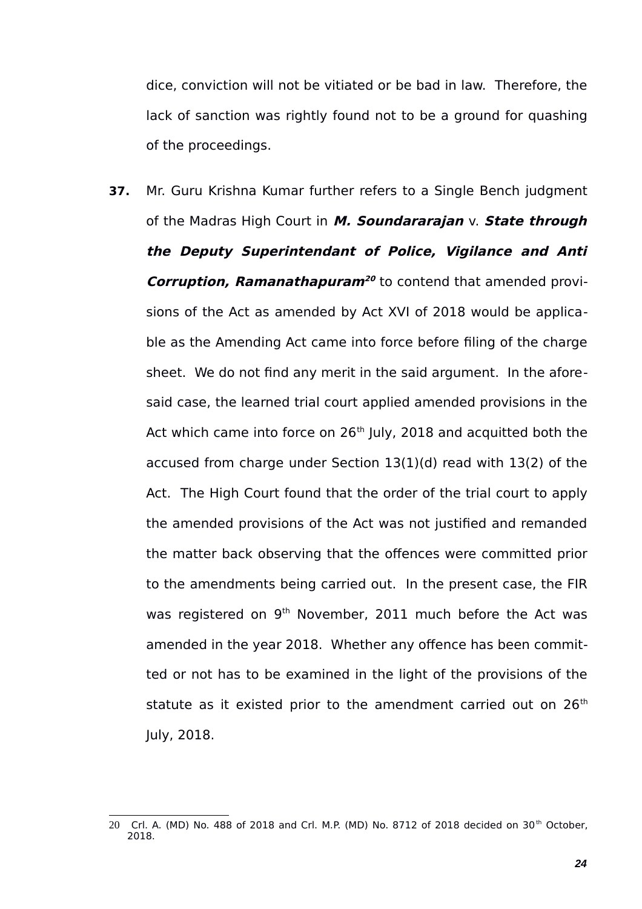dice, conviction will not be vitiated or be bad in law. Therefore, the lack of sanction was rightly found not to be a ground for quashing of the proceedings.

**37.** Mr. Guru Krishna Kumar further refers to a Single Bench judgment of the Madras High Court in ***M. Soundararajan*** v. ***State through the Deputy Superintendant of Police, Vigilance and Anti Corruption, Ramanathapuram***[20] to contend that amended provisions of the Act as amended by Act XVI of 2018 would be applicable as the Amending Act came into force before filing of the charge sheet. We do not find any merit in the said argument. In the aforesaid case, the learned trial court applied amended provisions in the Act which came into force on 26th July, 2018 and acquitted both the accused from charge under Section 13(1)(d) read with 13(2) of the Act. The High Court found that the order of the trial court to apply the amended provisions of the Act was not justified and remanded the matter back observing that the offences were committed prior to the amendments being carried out. In the present case, the FIR was registered on 9th November, 2011 much before the Act was amended in the year 2018. Whether any offence has been committed or not has to be examined in the light of the provisions of the statute as it existed prior to the amendment carried out on 26th July, 2018.

---

20 Crl. A. (MD) No. 488 of 2018 and Crl. M.P. (MD) No. 8712 of 2018 decided on 30th October, 2018.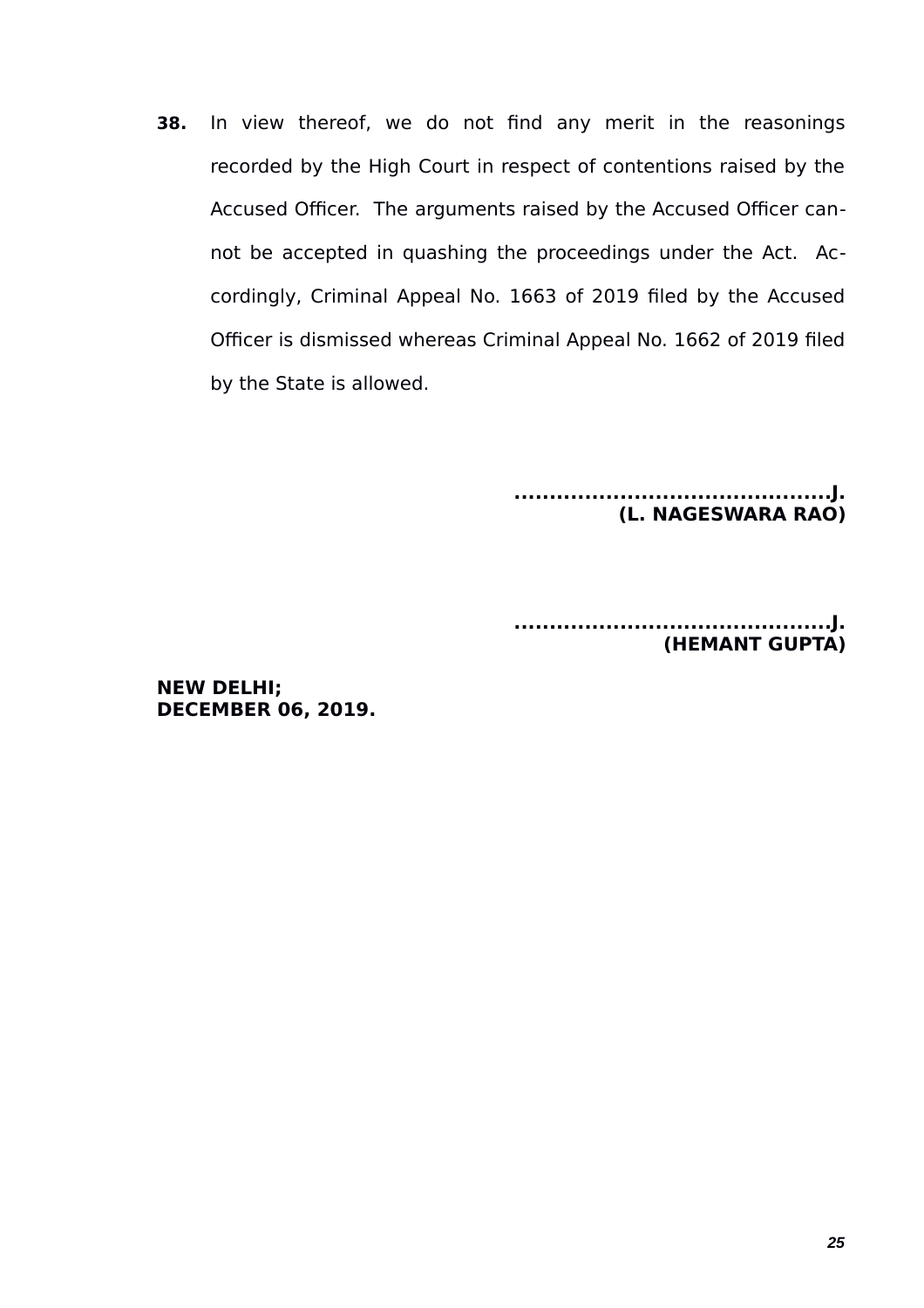**38.** In view thereof, we do not find any merit in the reasonings recorded by the High Court in respect of contentions raised by the Accused Officer. The arguments raised by the Accused Officer cannot be accepted in quashing the proceedings under the Act. Accordingly, Criminal Appeal No. 1663 of 2019 filed by the Accused Officer is dismissed whereas Criminal Appeal No. 1662 of 2019 filed by the State is allowed.

**.............................................J.**
**(L. NAGESWARA RAO)**

**.............................................J.**
**(HEMANT GUPTA)**

**NEW DELHI;**
**DECEMBER 06, 2019.**